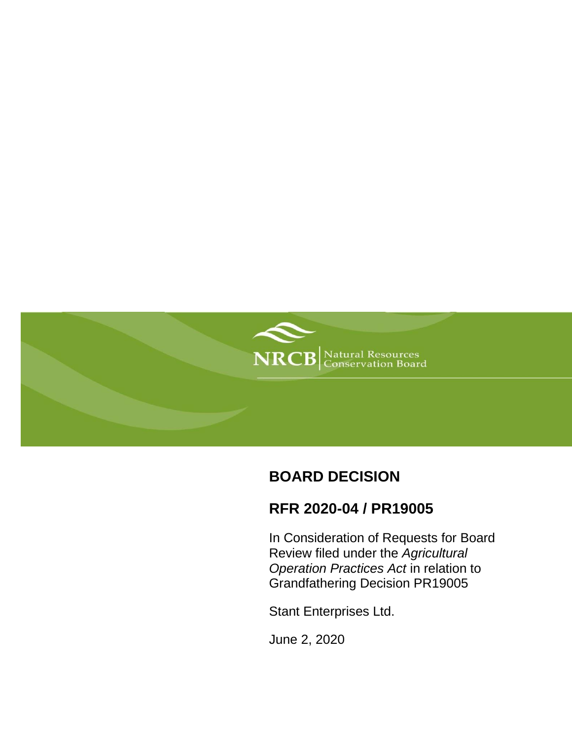NRCB | Natural Resources Conservation Board

# BOARD DECISION

## RFR 2020-04 / PR19005

In Consideration of Requests for Board Review filed under the *Agricultural Operation Practices Act* in relation to Grandfathering Decision PR19005

Stant Enterprises Ltd.

June 2, 2020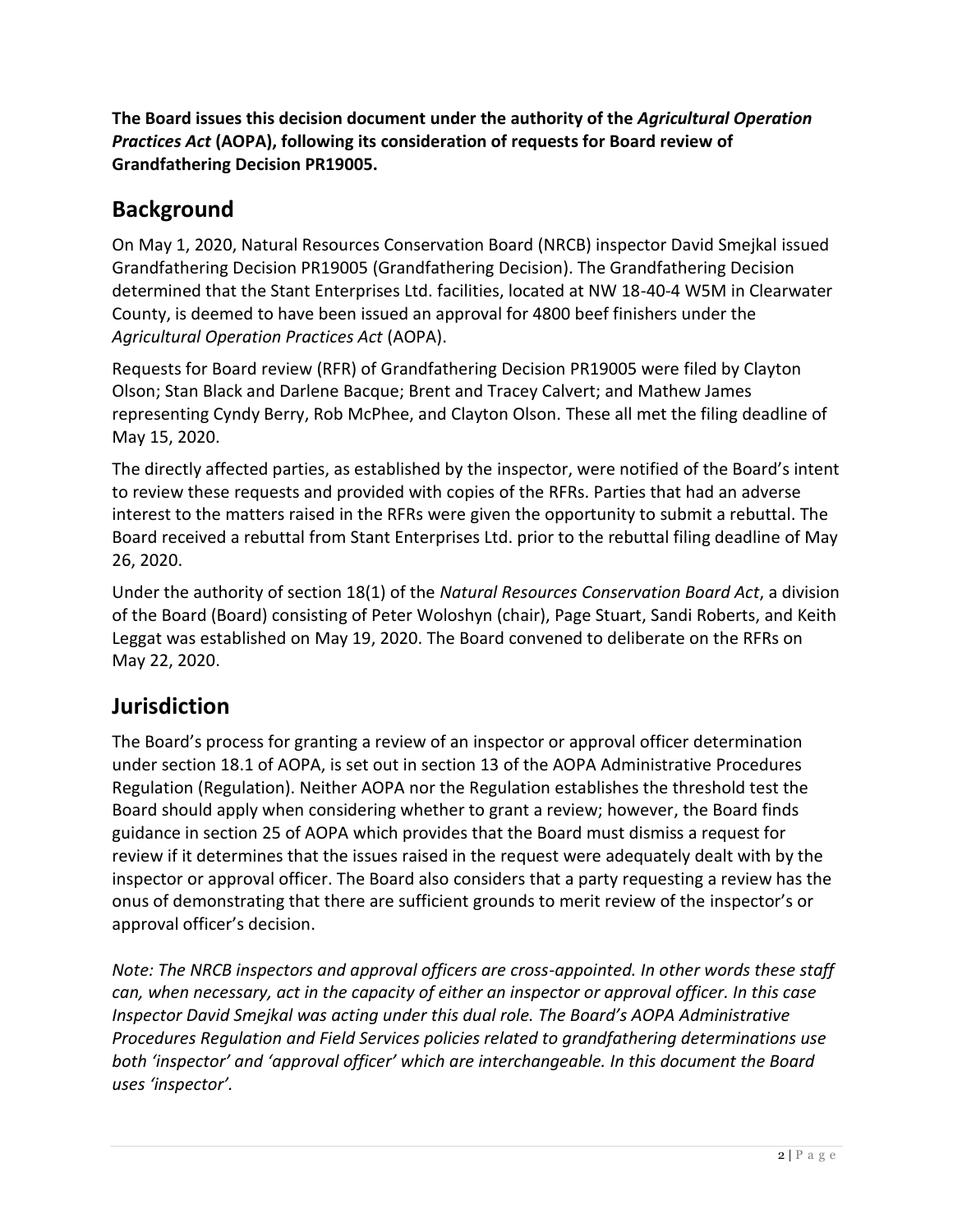**The Board issues this decision document under the authority of the *Agricultural Operation Practices Act* (AOPA), following its consideration of requests for Board review of Grandfathering Decision PR19005.**

## Background

On May 1, 2020, Natural Resources Conservation Board (NRCB) inspector David Smejkal issued Grandfathering Decision PR19005 (Grandfathering Decision). The Grandfathering Decision determined that the Stant Enterprises Ltd. facilities, located at NW 18-40-4 W5M in Clearwater County, is deemed to have been issued an approval for 4800 beef finishers under the *Agricultural Operation Practices Act* (AOPA).

Requests for Board review (RFR) of Grandfathering Decision PR19005 were filed by Clayton Olson; Stan Black and Darlene Bacque; Brent and Tracey Calvert; and Mathew James representing Cyndy Berry, Rob McPhee, and Clayton Olson. These all met the filing deadline of May 15, 2020.

The directly affected parties, as established by the inspector, were notified of the Board's intent to review these requests and provided with copies of the RFRs. Parties that had an adverse interest to the matters raised in the RFRs were given the opportunity to submit a rebuttal. The Board received a rebuttal from Stant Enterprises Ltd. prior to the rebuttal filing deadline of May 26, 2020.

Under the authority of section 18(1) of the *Natural Resources Conservation Board Act*, a division of the Board (Board) consisting of Peter Woloshyn (chair), Page Stuart, Sandi Roberts, and Keith Leggat was established on May 19, 2020. The Board convened to deliberate on the RFRs on May 22, 2020.

## Jurisdiction

The Board's process for granting a review of an inspector or approval officer determination under section 18.1 of AOPA, is set out in section 13 of the AOPA Administrative Procedures Regulation (Regulation). Neither AOPA nor the Regulation establishes the threshold test the Board should apply when considering whether to grant a review; however, the Board finds guidance in section 25 of AOPA which provides that the Board must dismiss a request for review if it determines that the issues raised in the request were adequately dealt with by the inspector or approval officer. The Board also considers that a party requesting a review has the onus of demonstrating that there are sufficient grounds to merit review of the inspector's or approval officer's decision.

*Note: The NRCB inspectors and approval officers are cross-appointed. In other words these staff can, when necessary, act in the capacity of either an inspector or approval officer. In this case Inspector David Smejkal was acting under this dual role. The Board's AOPA Administrative Procedures Regulation and Field Services policies related to grandfathering determinations use both 'inspector' and 'approval officer' which are interchangeable. In this document the Board uses 'inspector'.*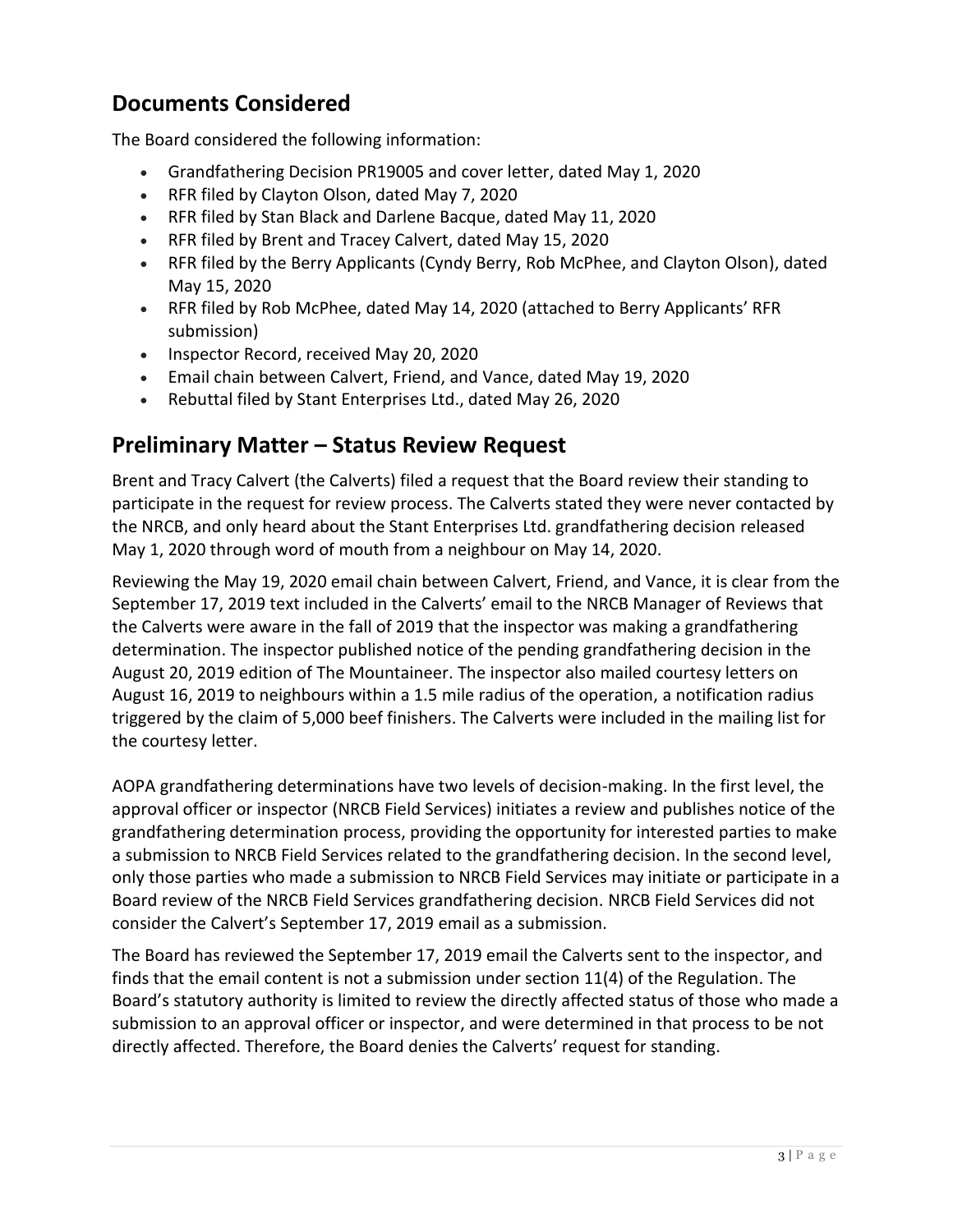## Documents Considered

The Board considered the following information:

- Grandfathering Decision PR19005 and cover letter, dated May 1, 2020
- RFR filed by Clayton Olson, dated May 7, 2020
- RFR filed by Stan Black and Darlene Bacque, dated May 11, 2020
- RFR filed by Brent and Tracey Calvert, dated May 15, 2020
- RFR filed by the Berry Applicants (Cyndy Berry, Rob McPhee, and Clayton Olson), dated May 15, 2020
- RFR filed by Rob McPhee, dated May 14, 2020 (attached to Berry Applicants' RFR submission)
- Inspector Record, received May 20, 2020
- Email chain between Calvert, Friend, and Vance, dated May 19, 2020
- Rebuttal filed by Stant Enterprises Ltd., dated May 26, 2020

## Preliminary Matter – Status Review Request

Brent and Tracy Calvert (the Calverts) filed a request that the Board review their standing to participate in the request for review process. The Calverts stated they were never contacted by the NRCB, and only heard about the Stant Enterprises Ltd. grandfathering decision released May 1, 2020 through word of mouth from a neighbour on May 14, 2020.

Reviewing the May 19, 2020 email chain between Calvert, Friend, and Vance, it is clear from the September 17, 2019 text included in the Calverts' email to the NRCB Manager of Reviews that the Calverts were aware in the fall of 2019 that the inspector was making a grandfathering determination. The inspector published notice of the pending grandfathering decision in the August 20, 2019 edition of The Mountaineer. The inspector also mailed courtesy letters on August 16, 2019 to neighbours within a 1.5 mile radius of the operation, a notification radius triggered by the claim of 5,000 beef finishers. The Calverts were included in the mailing list for the courtesy letter.

AOPA grandfathering determinations have two levels of decision-making. In the first level, the approval officer or inspector (NRCB Field Services) initiates a review and publishes notice of the grandfathering determination process, providing the opportunity for interested parties to make a submission to NRCB Field Services related to the grandfathering decision. In the second level, only those parties who made a submission to NRCB Field Services may initiate or participate in a Board review of the NRCB Field Services grandfathering decision. NRCB Field Services did not consider the Calvert's September 17, 2019 email as a submission.

The Board has reviewed the September 17, 2019 email the Calverts sent to the inspector, and finds that the email content is not a submission under section 11(4) of the Regulation. The Board's statutory authority is limited to review the directly affected status of those who made a submission to an approval officer or inspector, and were determined in that process to be not directly affected. Therefore, the Board denies the Calverts' request for standing.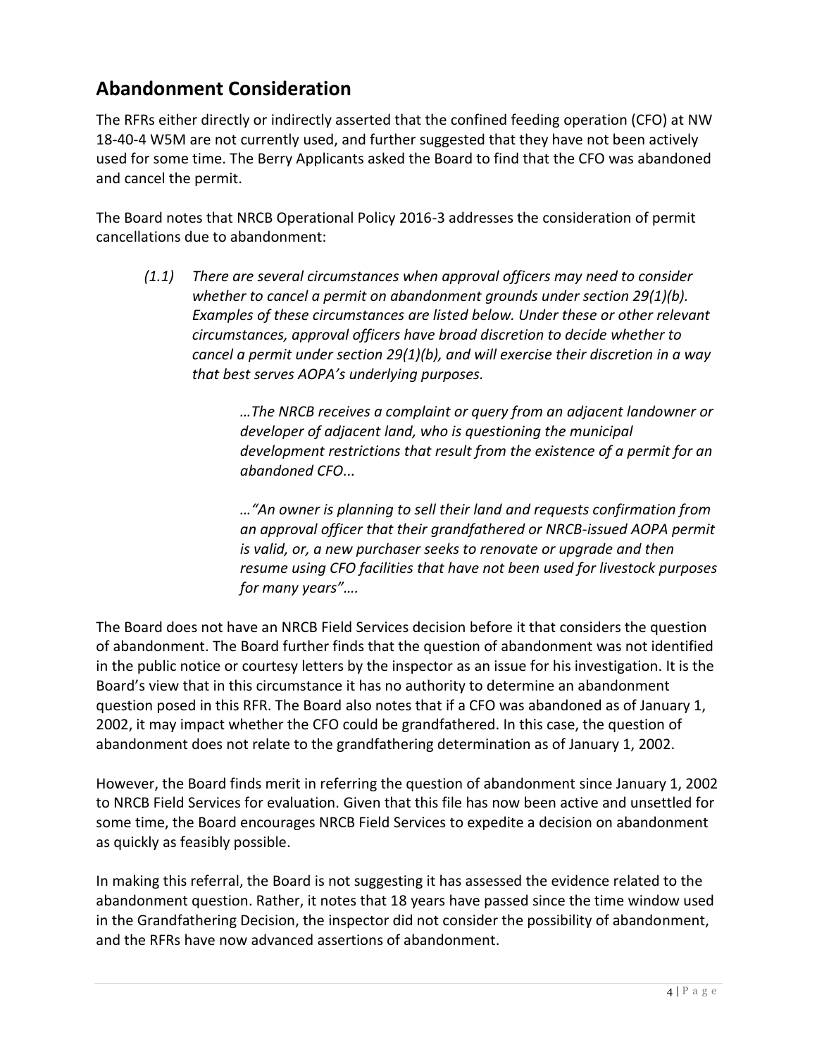## Abandonment Consideration

The RFRs either directly or indirectly asserted that the confined feeding operation (CFO) at NW 18-40-4 W5M are not currently used, and further suggested that they have not been actively used for some time. The Berry Applicants asked the Board to find that the CFO was abandoned and cancel the permit.

The Board notes that NRCB Operational Policy 2016-3 addresses the consideration of permit cancellations due to abandonment:

> *(1.1) There are several circumstances when approval officers may need to consider whether to cancel a permit on abandonment grounds under section 29(1)(b). Examples of these circumstances are listed below. Under these or other relevant circumstances, approval officers have broad discretion to decide whether to cancel a permit under section 29(1)(b), and will exercise their discretion in a way that best serves AOPA's underlying purposes.*
>
> > *…The NRCB receives a complaint or query from an adjacent landowner or developer of adjacent land, who is questioning the municipal development restrictions that result from the existence of a permit for an abandoned CFO...*
> >
> > *…"An owner is planning to sell their land and requests confirmation from an approval officer that their grandfathered or NRCB-issued AOPA permit is valid, or, a new purchaser seeks to renovate or upgrade and then resume using CFO facilities that have not been used for livestock purposes for many years"….*

The Board does not have an NRCB Field Services decision before it that considers the question of abandonment. The Board further finds that the question of abandonment was not identified in the public notice or courtesy letters by the inspector as an issue for his investigation. It is the Board's view that in this circumstance it has no authority to determine an abandonment question posed in this RFR. The Board also notes that if a CFO was abandoned as of January 1, 2002, it may impact whether the CFO could be grandfathered. In this case, the question of abandonment does not relate to the grandfathering determination as of January 1, 2002.

However, the Board finds merit in referring the question of abandonment since January 1, 2002 to NRCB Field Services for evaluation. Given that this file has now been active and unsettled for some time, the Board encourages NRCB Field Services to expedite a decision on abandonment as quickly as feasibly possible.

In making this referral, the Board is not suggesting it has assessed the evidence related to the abandonment question. Rather, it notes that 18 years have passed since the time window used in the Grandfathering Decision, the inspector did not consider the possibility of abandonment, and the RFRs have now advanced assertions of abandonment.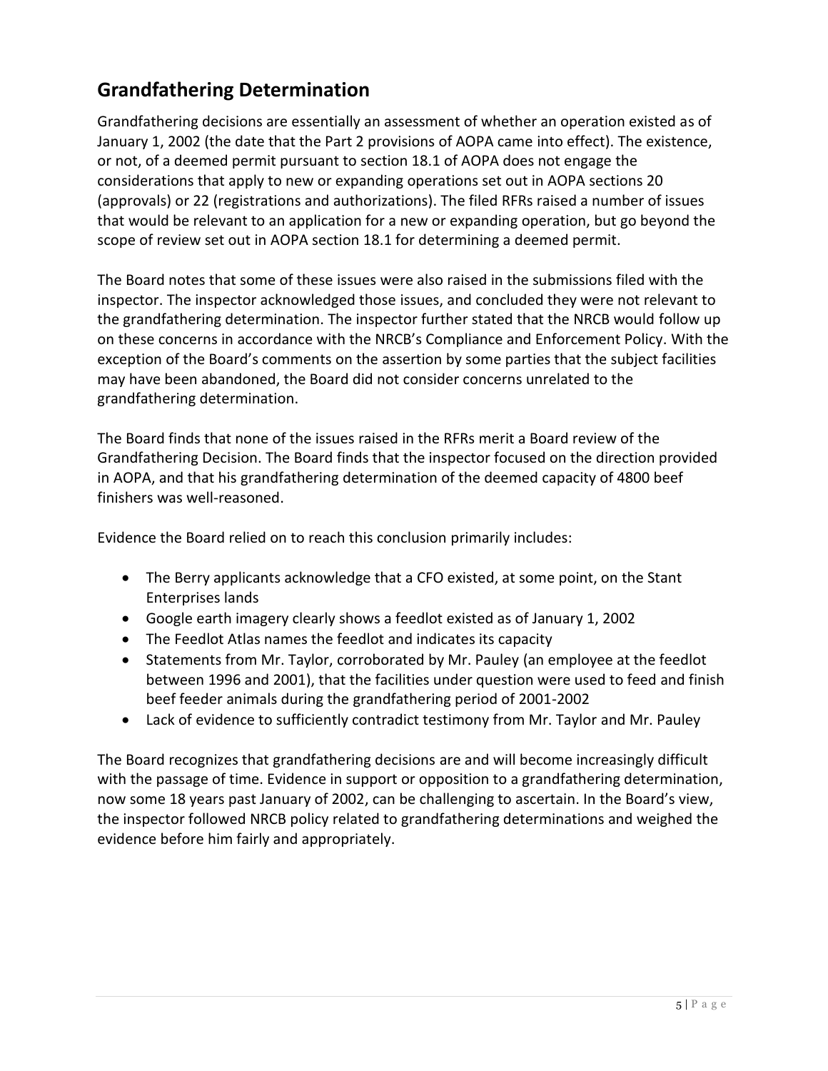## Grandfathering Determination

Grandfathering decisions are essentially an assessment of whether an operation existed as of January 1, 2002 (the date that the Part 2 provisions of AOPA came into effect). The existence, or not, of a deemed permit pursuant to section 18.1 of AOPA does not engage the considerations that apply to new or expanding operations set out in AOPA sections 20 (approvals) or 22 (registrations and authorizations). The filed RFRs raised a number of issues that would be relevant to an application for a new or expanding operation, but go beyond the scope of review set out in AOPA section 18.1 for determining a deemed permit.

The Board notes that some of these issues were also raised in the submissions filed with the inspector. The inspector acknowledged those issues, and concluded they were not relevant to the grandfathering determination. The inspector further stated that the NRCB would follow up on these concerns in accordance with the NRCB's Compliance and Enforcement Policy. With the exception of the Board's comments on the assertion by some parties that the subject facilities may have been abandoned, the Board did not consider concerns unrelated to the grandfathering determination.

The Board finds that none of the issues raised in the RFRs merit a Board review of the Grandfathering Decision. The Board finds that the inspector focused on the direction provided in AOPA, and that his grandfathering determination of the deemed capacity of 4800 beef finishers was well-reasoned.

Evidence the Board relied on to reach this conclusion primarily includes:

- The Berry applicants acknowledge that a CFO existed, at some point, on the Stant Enterprises lands
- Google earth imagery clearly shows a feedlot existed as of January 1, 2002
- The Feedlot Atlas names the feedlot and indicates its capacity
- Statements from Mr. Taylor, corroborated by Mr. Pauley (an employee at the feedlot between 1996 and 2001), that the facilities under question were used to feed and finish beef feeder animals during the grandfathering period of 2001-2002
- Lack of evidence to sufficiently contradict testimony from Mr. Taylor and Mr. Pauley

The Board recognizes that grandfathering decisions are and will become increasingly difficult with the passage of time. Evidence in support or opposition to a grandfathering determination, now some 18 years past January of 2002, can be challenging to ascertain. In the Board's view, the inspector followed NRCB policy related to grandfathering determinations and weighed the evidence before him fairly and appropriately.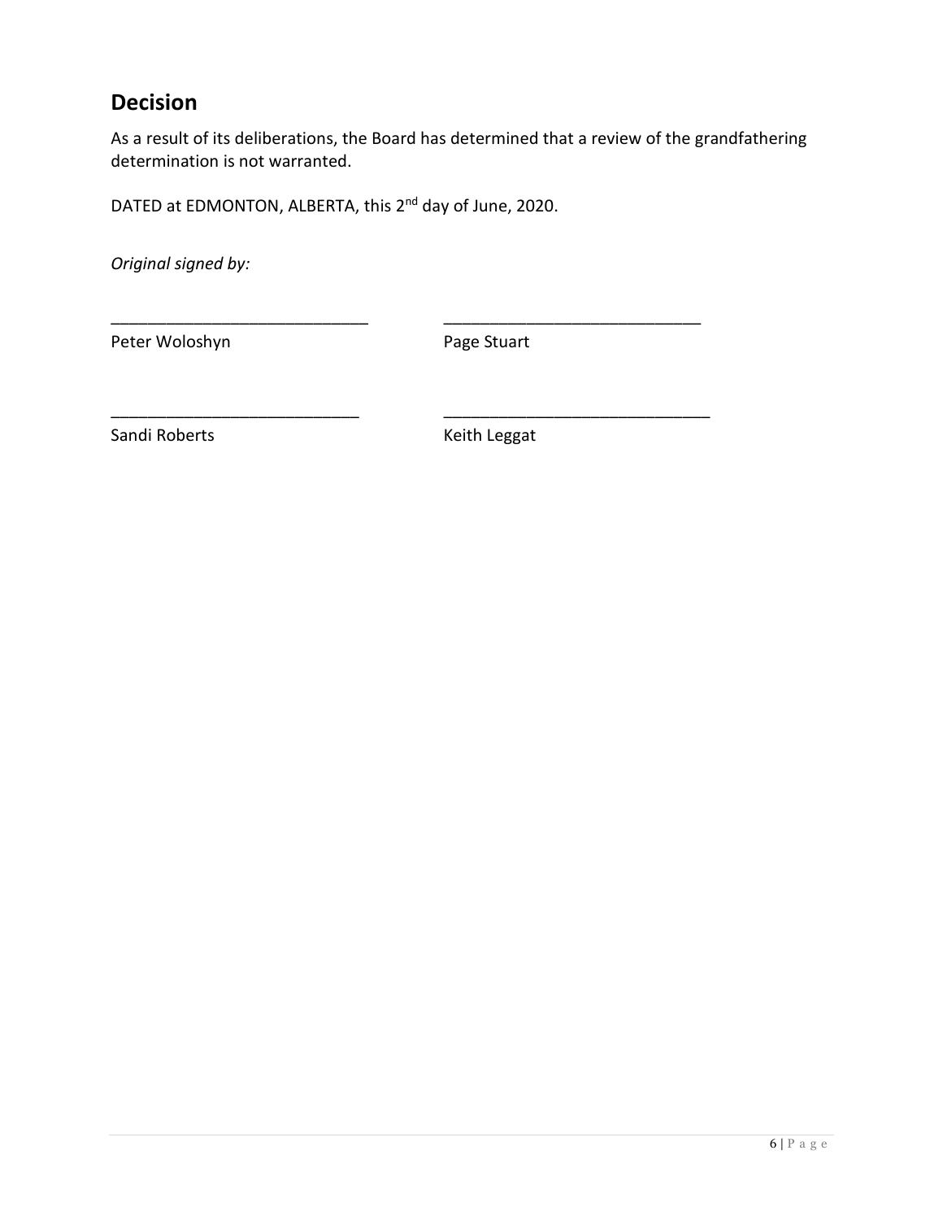## Decision

As a result of its deliberations, the Board has determined that a review of the grandfathering determination is not warranted.

DATED at EDMONTON, ALBERTA, this 2nd day of June, 2020.

*Original signed by:*

_____________________________ _____________________________

Peter Woloshyn Page Stuart

_____________________________ _____________________________

Sandi Roberts Keith Leggat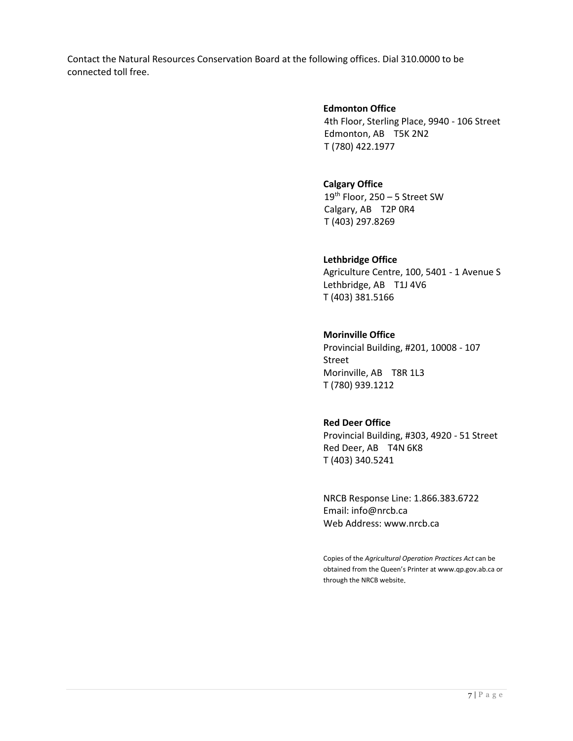Contact the Natural Resources Conservation Board at the following offices. Dial 310.0000 to be connected toll free.

**Edmonton Office**
4th Floor, Sterling Place, 9940 - 106 Street
Edmonton, AB T5K 2N2
T (780) 422.1977

**Calgary Office**
19th Floor, 250 – 5 Street SW
Calgary, AB T2P 0R4
T (403) 297.8269

**Lethbridge Office**
Agriculture Centre, 100, 5401 - 1 Avenue S
Lethbridge, AB T1J 4V6
T (403) 381.5166

**Morinville Office**
Provincial Building, #201, 10008 - 107 Street
Morinville, AB T8R 1L3
T (780) 939.1212

**Red Deer Office**
Provincial Building, #303, 4920 - 51 Street
Red Deer, AB T4N 6K8
T (403) 340.5241

NRCB Response Line: 1.866.383.6722
Email: info@nrcb.ca
Web Address: www.nrcb.ca

Copies of the *Agricultural Operation Practices Act* can be obtained from the Queen's Printer at www.qp.gov.ab.ca or through the NRCB website.